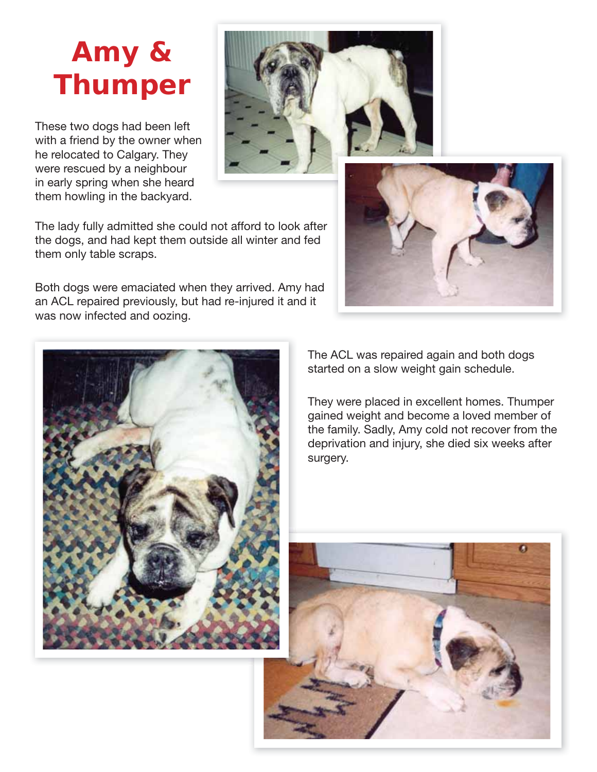# Amy & Thumper

These two dogs had been left with a friend by the owner when he relocated to Calgary. They were rescued by a neighbour in early spring when she heard them howling in the backyard.

The lady fully admitted she could not afford to look after the dogs, and had kept them outside all winter and fed them only table scraps.

Both dogs were emaciated when they arrived. Amy had an ACL repaired previously, but had re-injured it and it was now infected and oozing.

The ACL was repaired again and both dogs started on a slow weight gain schedule.

They were placed in excellent homes. Thumper gained weight and become a loved member of the family. Sadly, Amy cold not recover from the deprivation and injury, she died six weeks after surgery.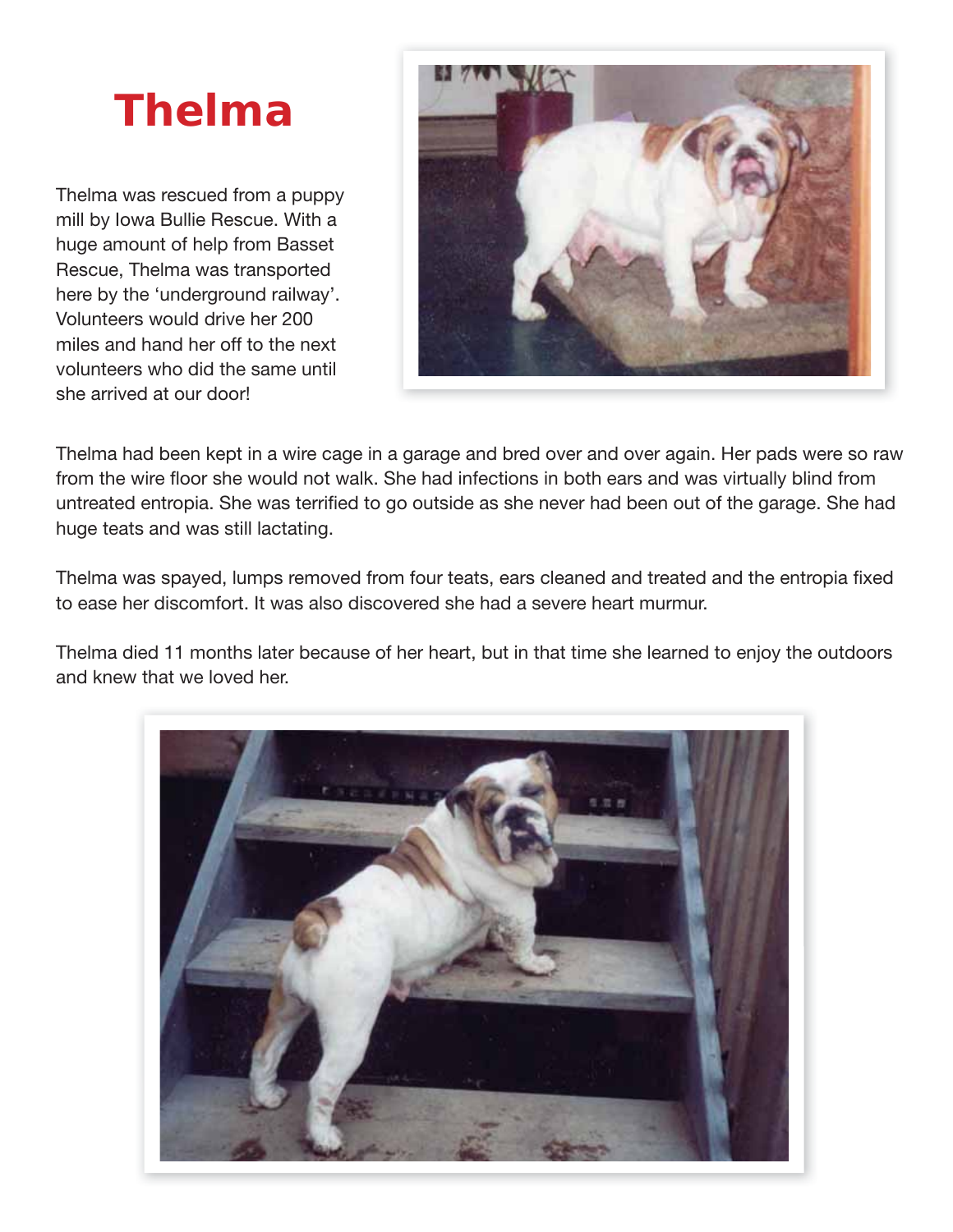# Thelma

Thelma was rescued from a puppy mill by Iowa Bullie Rescue. With a huge amount of help from Basset Rescue, Thelma was transported here by the 'underground railway'. Volunteers would drive her 200 miles and hand her off to the next volunteers who did the same until she arrived at our door!

Thelma had been kept in a wire cage in a garage and bred over and over again. Her pads were so raw from the wire floor she would not walk. She had infections in both ears and was virtually blind from untreated entropia. She was terrified to go outside as she never had been out of the garage. She had huge teats and was still lactating.

Thelma was spayed, lumps removed from four teats, ears cleaned and treated and the entropia fixed to ease her discomfort. It was also discovered she had a severe heart murmur.

Thelma died 11 months later because of her heart, but in that time she learned to enjoy the outdoors and knew that we loved her.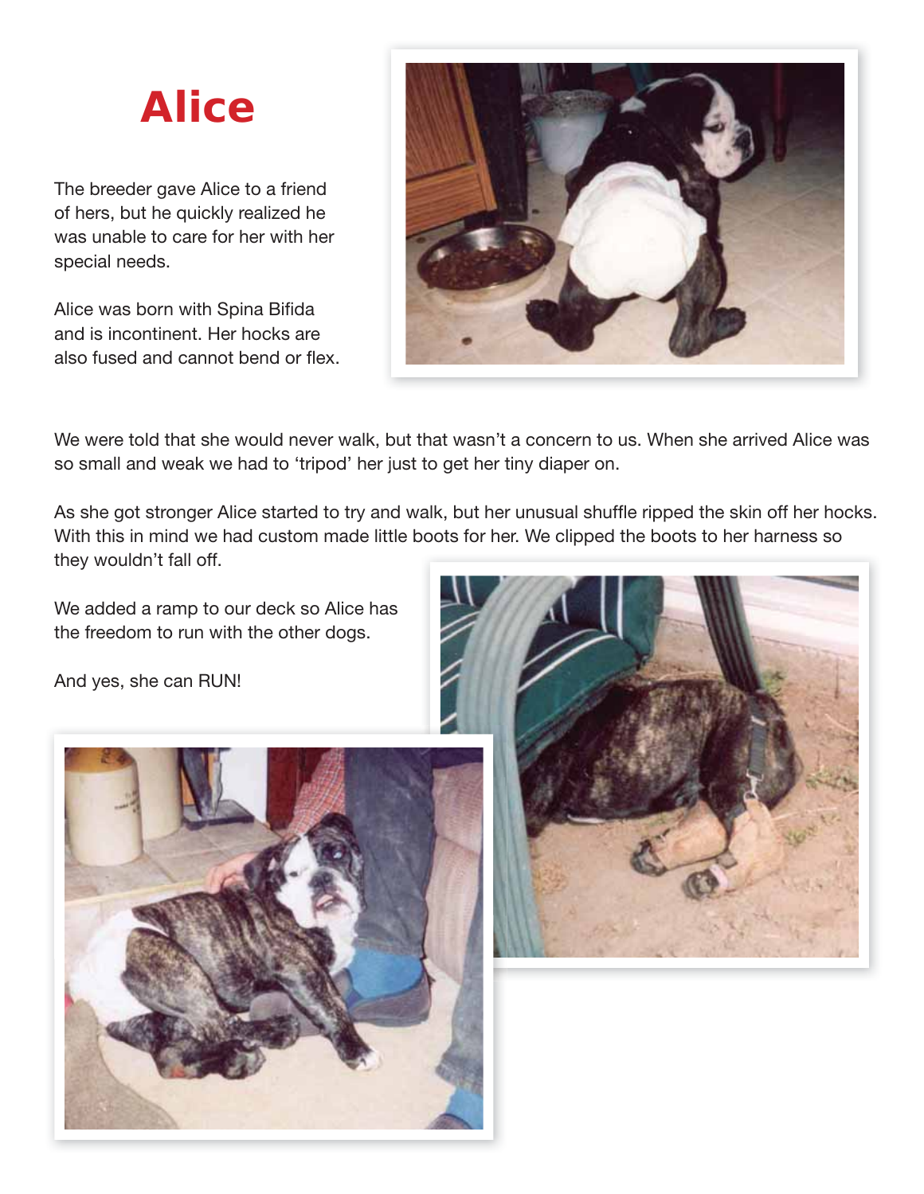# Alice

The breeder gave Alice to a friend of hers, but he quickly realized he was unable to care for her with her special needs.

Alice was born with Spina Bifida and is incontinent. Her hocks are also fused and cannot bend or flex.

We were told that she would never walk, but that wasn't a concern to us. When she arrived Alice was so small and weak we had to 'tripod' her just to get her tiny diaper on.

As she got stronger Alice started to try and walk, but her unusual shuffle ripped the skin off her hocks. With this in mind we had custom made little boots for her. We clipped the boots to her harness so they wouldn't fall off.

We added a ramp to our deck so Alice has the freedom to run with the other dogs.

And yes, she can RUN!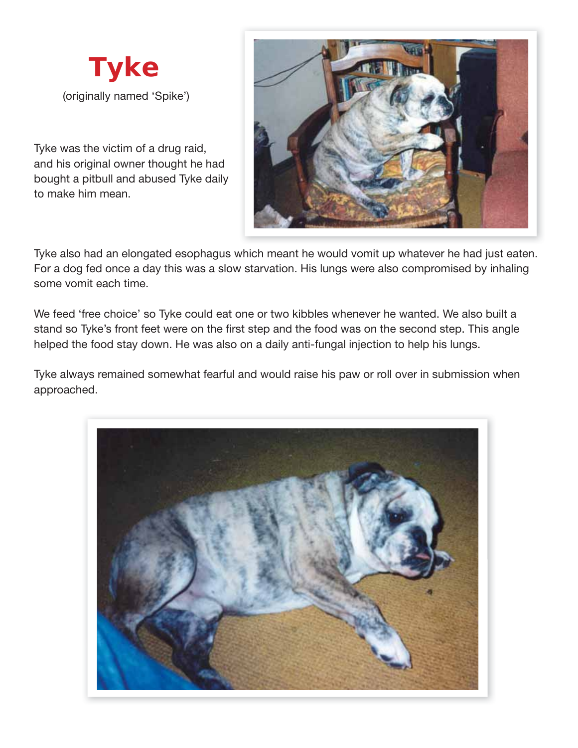# Tyke

(originally named 'Spike')

Tyke was the victim of a drug raid, and his original owner thought he had bought a pitbull and abused Tyke daily to make him mean.

Tyke also had an elongated esophagus which meant he would vomit up whatever he had just eaten. For a dog fed once a day this was a slow starvation. His lungs were also compromised by inhaling some vomit each time.

We feed 'free choice' so Tyke could eat one or two kibbles whenever he wanted. We also built a stand so Tyke's front feet were on the first step and the food was on the second step. This angle helped the food stay down. He was also on a daily anti-fungal injection to help his lungs.

Tyke always remained somewhat fearful and would raise his paw or roll over in submission when approached.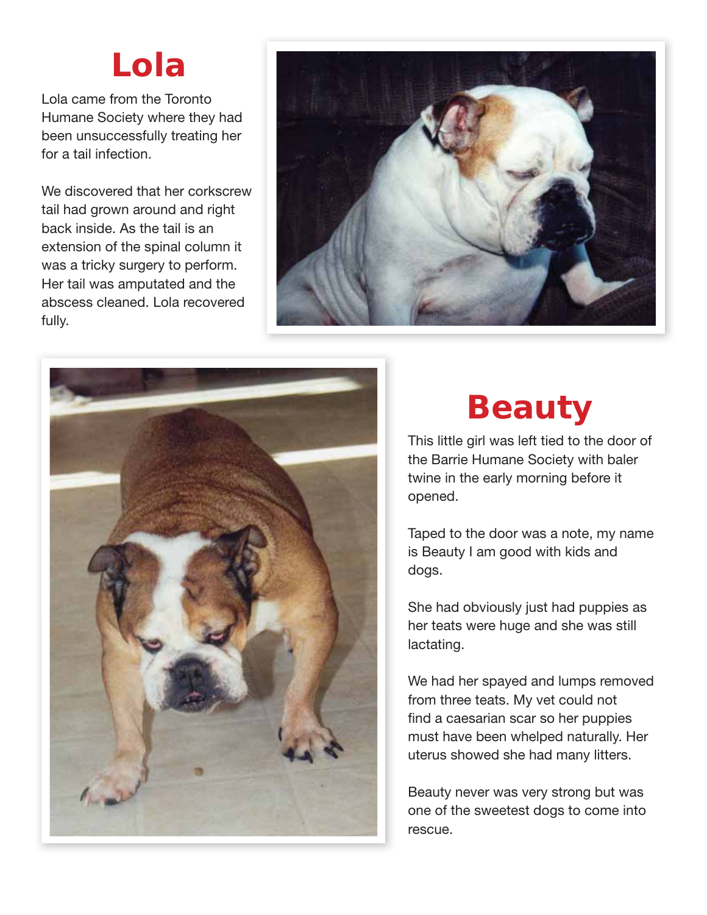# Lola

Lola came from the Toronto Humane Society where they had been unsuccessfully treating her for a tail infection.

We discovered that her corkscrew tail had grown around and right back inside. As the tail is an extension of the spinal column it was a tricky surgery to perform. Her tail was amputated and the abscess cleaned. Lola recovered fully.

# Beauty

This little girl was left tied to the door of the Barrie Humane Society with baler twine in the early morning before it opened.

Taped to the door was a note, my name is Beauty I am good with kids and dogs.

She had obviously just had puppies as her teats were huge and she was still lactating.

We had her spayed and lumps removed from three teats. My vet could not find a caesarian scar so her puppies must have been whelped naturally. Her uterus showed she had many litters.

Beauty never was very strong but was one of the sweetest dogs to come into rescue.